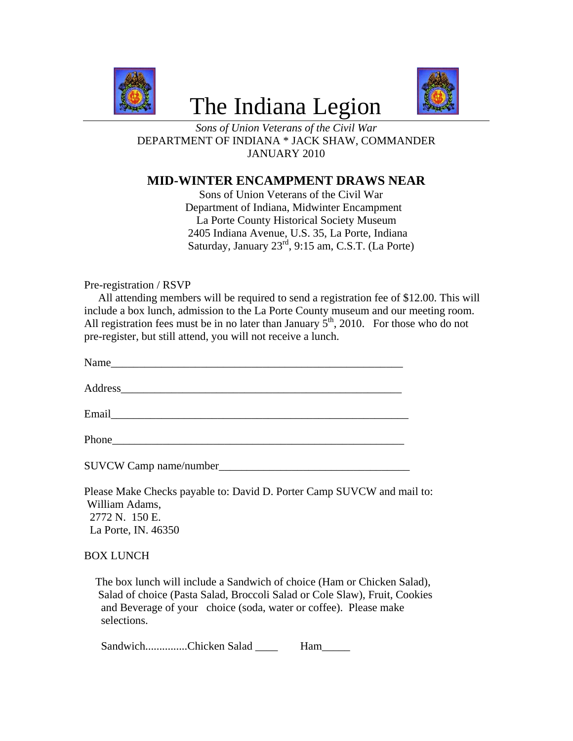# The Indiana Legion

*Sons of Union Veterans of the Civil War*
DEPARTMENT OF INDIANA * JACK SHAW, COMMANDER
JANUARY 2010

## MID-WINTER ENCAMPMENT DRAWS NEAR

Sons of Union Veterans of the Civil War
Department of Indiana, Midwinter Encampment
La Porte County Historical Society Museum
2405 Indiana Avenue, U.S. 35, La Porte, Indiana
Saturday, January 23rd, 9:15 am, C.S.T. (La Porte)

Pre-registration / RSVP

All attending members will be required to send a registration fee of $12.00. This will include a box lunch, admission to the La Porte County museum and our meeting room. All registration fees must be in no later than January 5th, 2010. For those who do not pre-register, but still attend, you will not receive a lunch.

Name_______________________________________________________

Address____________________________________________________

Email______________________________________________________

Phone______________________________________________________

SUVCW Camp name/number___________________________________

Please Make Checks payable to: David D. Porter Camp SUVCW and mail to:
William Adams,
2772 N. 150 E.
La Porte, IN. 46350

BOX LUNCH

The box lunch will include a Sandwich of choice (Ham or Chicken Salad), Salad of choice (Pasta Salad, Broccoli Salad or Cole Slaw), Fruit, Cookies and Beverage of your choice (soda, water or coffee). Please make selections.

Sandwich...............Chicken Salad ____ Ham_____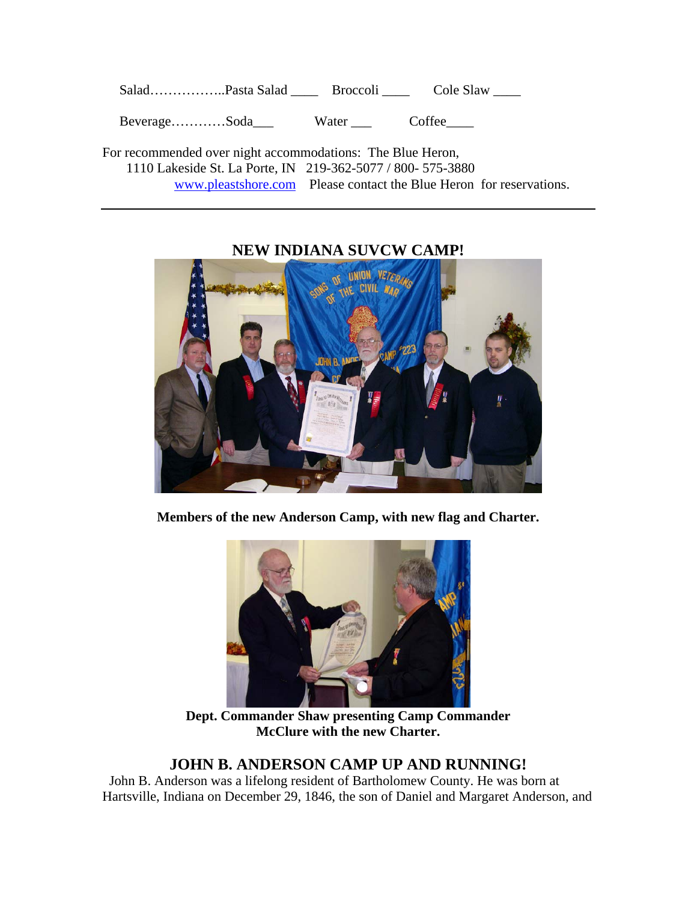Salad……………..Pasta Salad ____ Broccoli ____ Cole Slaw ____

Beverage…………Soda___ Water ___ Coffee____

For recommended over night accommodations: The Blue Heron,
1110 Lakeside St. La Porte, IN 219-362-5077 / 800- 575-3880
www.pleastshore.com Please contact the Blue Heron for reservations.

---

## NEW INDIANA SUVCW CAMP!

**Members of the new Anderson Camp, with new flag and Charter.**

**Dept. Commander Shaw presenting Camp Commander McClure with the new Charter.**

## JOHN B. ANDERSON CAMP UP AND RUNNING!

John B. Anderson was a lifelong resident of Bartholomew County. He was born at Hartsville, Indiana on December 29, 1846, the son of Daniel and Margaret Anderson, and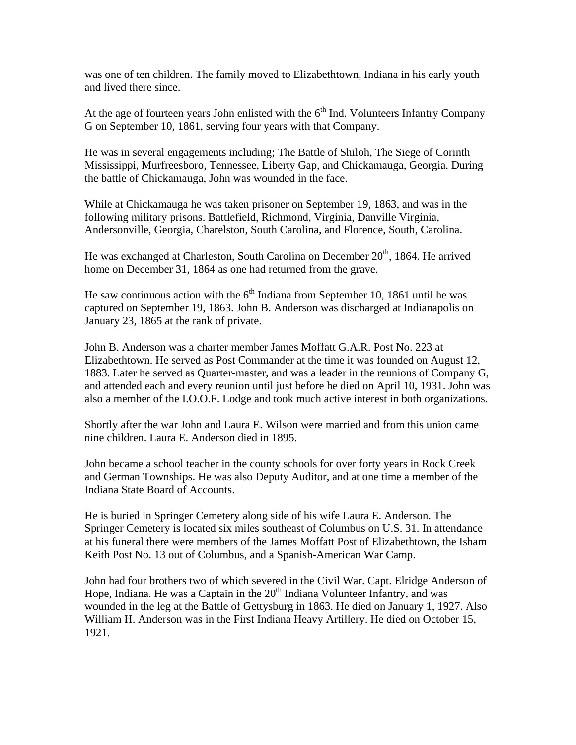was one of ten children. The family moved to Elizabethtown, Indiana in his early youth and lived there since.

At the age of fourteen years John enlisted with the 6th Ind. Volunteers Infantry Company G on September 10, 1861, serving four years with that Company.

He was in several engagements including; The Battle of Shiloh, The Siege of Corinth Mississippi, Murfreesboro, Tennessee, Liberty Gap, and Chickamauga, Georgia. During the battle of Chickamauga, John was wounded in the face.

While at Chickamauga he was taken prisoner on September 19, 1863, and was in the following military prisons. Battlefield, Richmond, Virginia, Danville Virginia, Andersonville, Georgia, Charelston, South Carolina, and Florence, South, Carolina.

He was exchanged at Charleston, South Carolina on December 20th, 1864. He arrived home on December 31, 1864 as one had returned from the grave.

He saw continuous action with the 6th Indiana from September 10, 1861 until he was captured on September 19, 1863. John B. Anderson was discharged at Indianapolis on January 23, 1865 at the rank of private.

John B. Anderson was a charter member James Moffatt G.A.R. Post No. 223 at Elizabethtown. He served as Post Commander at the time it was founded on August 12, 1883. Later he served as Quarter-master, and was a leader in the reunions of Company G, and attended each and every reunion until just before he died on April 10, 1931. John was also a member of the I.O.O.F. Lodge and took much active interest in both organizations.

Shortly after the war John and Laura E. Wilson were married and from this union came nine children. Laura E. Anderson died in 1895.

John became a school teacher in the county schools for over forty years in Rock Creek and German Townships. He was also Deputy Auditor, and at one time a member of the Indiana State Board of Accounts.

He is buried in Springer Cemetery along side of his wife Laura E. Anderson. The Springer Cemetery is located six miles southeast of Columbus on U.S. 31. In attendance at his funeral there were members of the James Moffatt Post of Elizabethtown, the Isham Keith Post No. 13 out of Columbus, and a Spanish-American War Camp.

John had four brothers two of which severed in the Civil War. Capt. Elridge Anderson of Hope, Indiana. He was a Captain in the 20th Indiana Volunteer Infantry, and was wounded in the leg at the Battle of Gettysburg in 1863. He died on January 1, 1927. Also William H. Anderson was in the First Indiana Heavy Artillery. He died on October 15, 1921.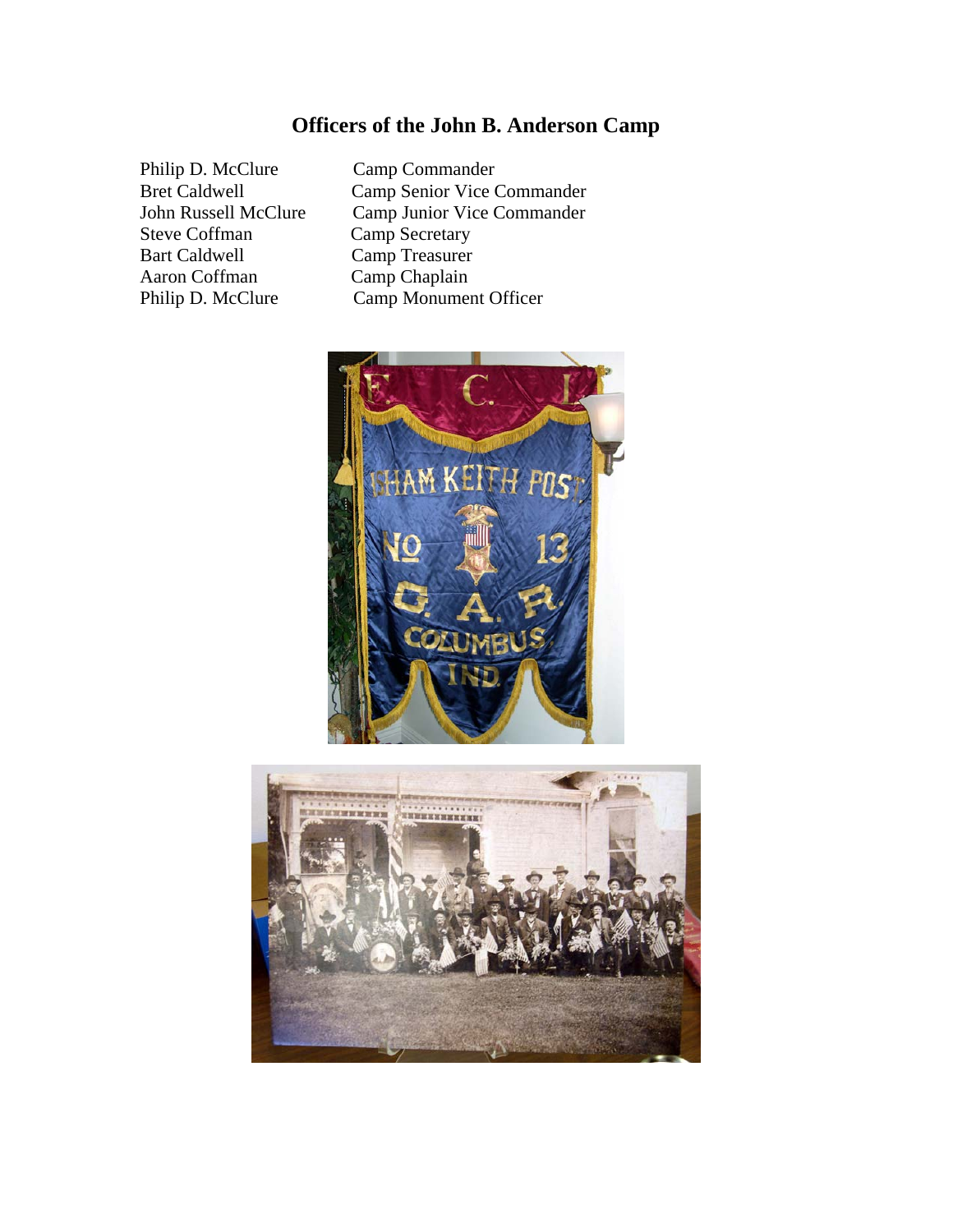## Officers of the John B. Anderson Camp

| | |
|---|---|
| Philip D. McClure | Camp Commander |
| Bret Caldwell | Camp Senior Vice Commander |
| John Russell McClure | Camp Junior Vice Commander |
| Steve Coffman | Camp Secretary |
| Bart Caldwell | Camp Treasurer |
| Aaron Coffman | Camp Chaplain |
| Philip D. McClure | Camp Monument Officer |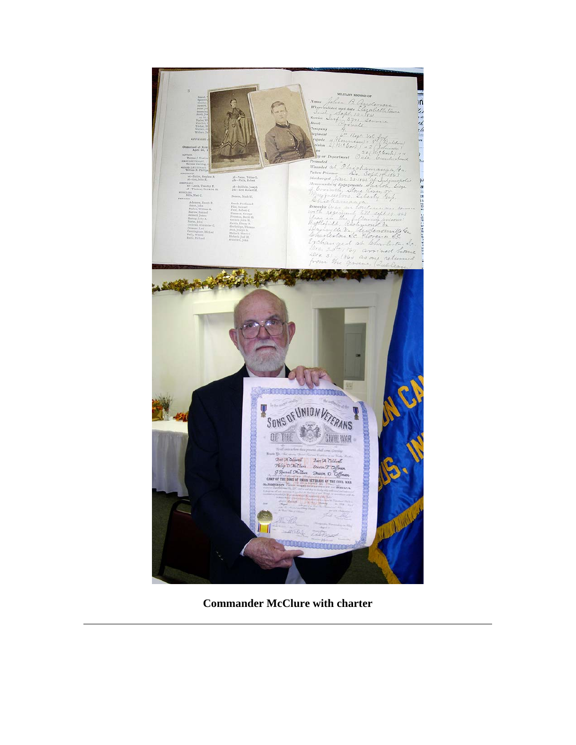**Commander McClure with charter**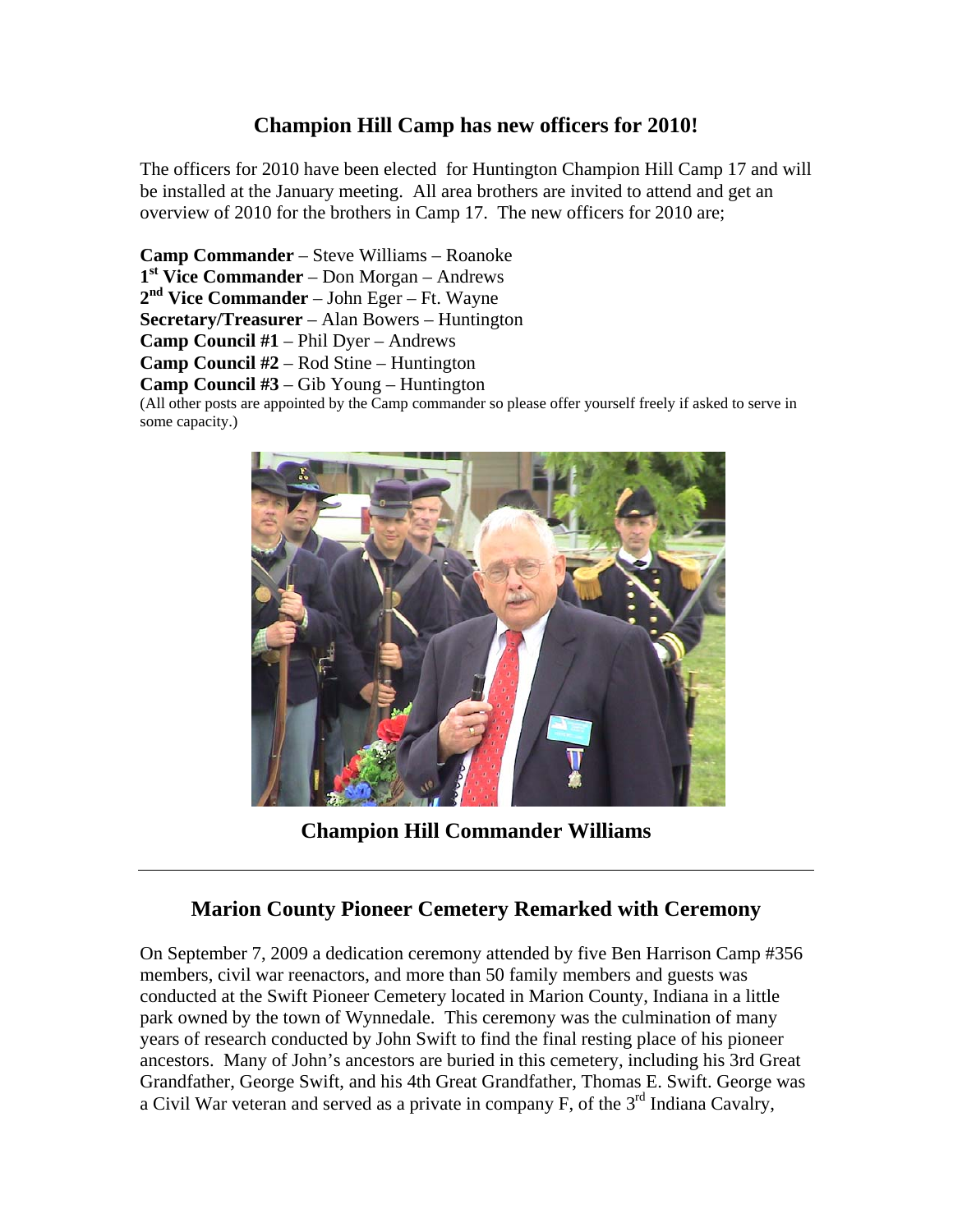## Champion Hill Camp has new officers for 2010!

The officers for 2010 have been elected for Huntington Champion Hill Camp 17 and will be installed at the January meeting. All area brothers are invited to attend and get an overview of 2010 for the brothers in Camp 17. The new officers for 2010 are;

**Camp Commander** – Steve Williams – Roanoke
**1st Vice Commander** – Don Morgan – Andrews
**2nd Vice Commander** – John Eger – Ft. Wayne
**Secretary/Treasurer** – Alan Bowers – Huntington
**Camp Council #1** – Phil Dyer – Andrews
**Camp Council #2** – Rod Stine – Huntington
**Camp Council #3** – Gib Young – Huntington
(All other posts are appointed by the Camp commander so please offer yourself freely if asked to serve in some capacity.)

**Champion Hill Commander Williams**

---

## Marion County Pioneer Cemetery Remarked with Ceremony

On September 7, 2009 a dedication ceremony attended by five Ben Harrison Camp #356 members, civil war reenactors, and more than 50 family members and guests was conducted at the Swift Pioneer Cemetery located in Marion County, Indiana in a little park owned by the town of Wynnedale. This ceremony was the culmination of many years of research conducted by John Swift to find the final resting place of his pioneer ancestors. Many of John's ancestors are buried in this cemetery, including his 3rd Great Grandfather, George Swift, and his 4th Great Grandfather, Thomas E. Swift. George was a Civil War veteran and served as a private in company F, of the 3rd Indiana Cavalry,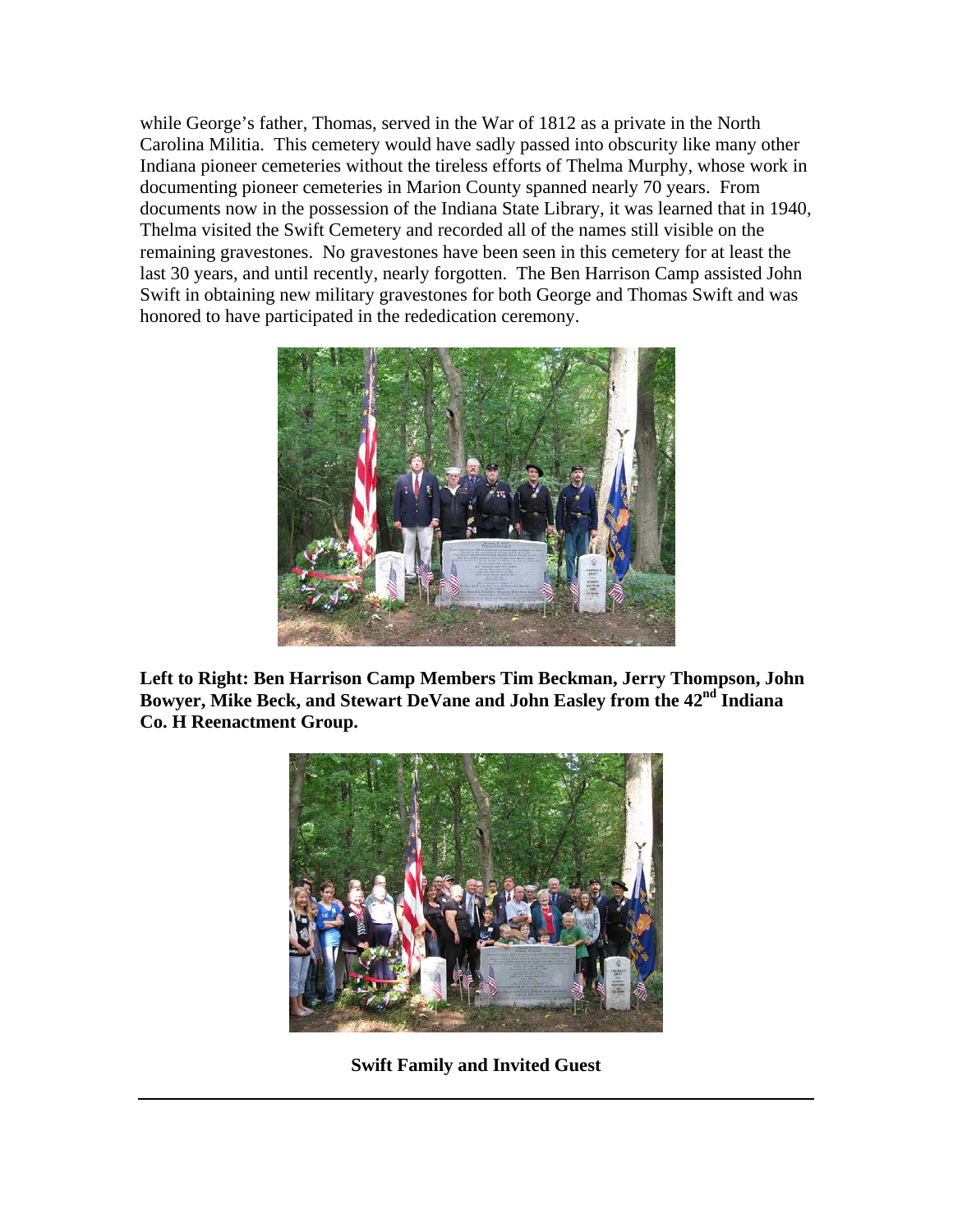while George's father, Thomas, served in the War of 1812 as a private in the North Carolina Militia. This cemetery would have sadly passed into obscurity like many other Indiana pioneer cemeteries without the tireless efforts of Thelma Murphy, whose work in documenting pioneer cemeteries in Marion County spanned nearly 70 years. From documents now in the possession of the Indiana State Library, it was learned that in 1940, Thelma visited the Swift Cemetery and recorded all of the names still visible on the remaining gravestones. No gravestones have been seen in this cemetery for at least the last 30 years, and until recently, nearly forgotten. The Ben Harrison Camp assisted John Swift in obtaining new military gravestones for both George and Thomas Swift and was honored to have participated in the rededication ceremony.

**Left to Right: Ben Harrison Camp Members Tim Beckman, Jerry Thompson, John Bowyer, Mike Beck, and Stewart DeVane and John Easley from the 42nd Indiana Co. H Reenactment Group.**

**Swift Family and Invited Guest**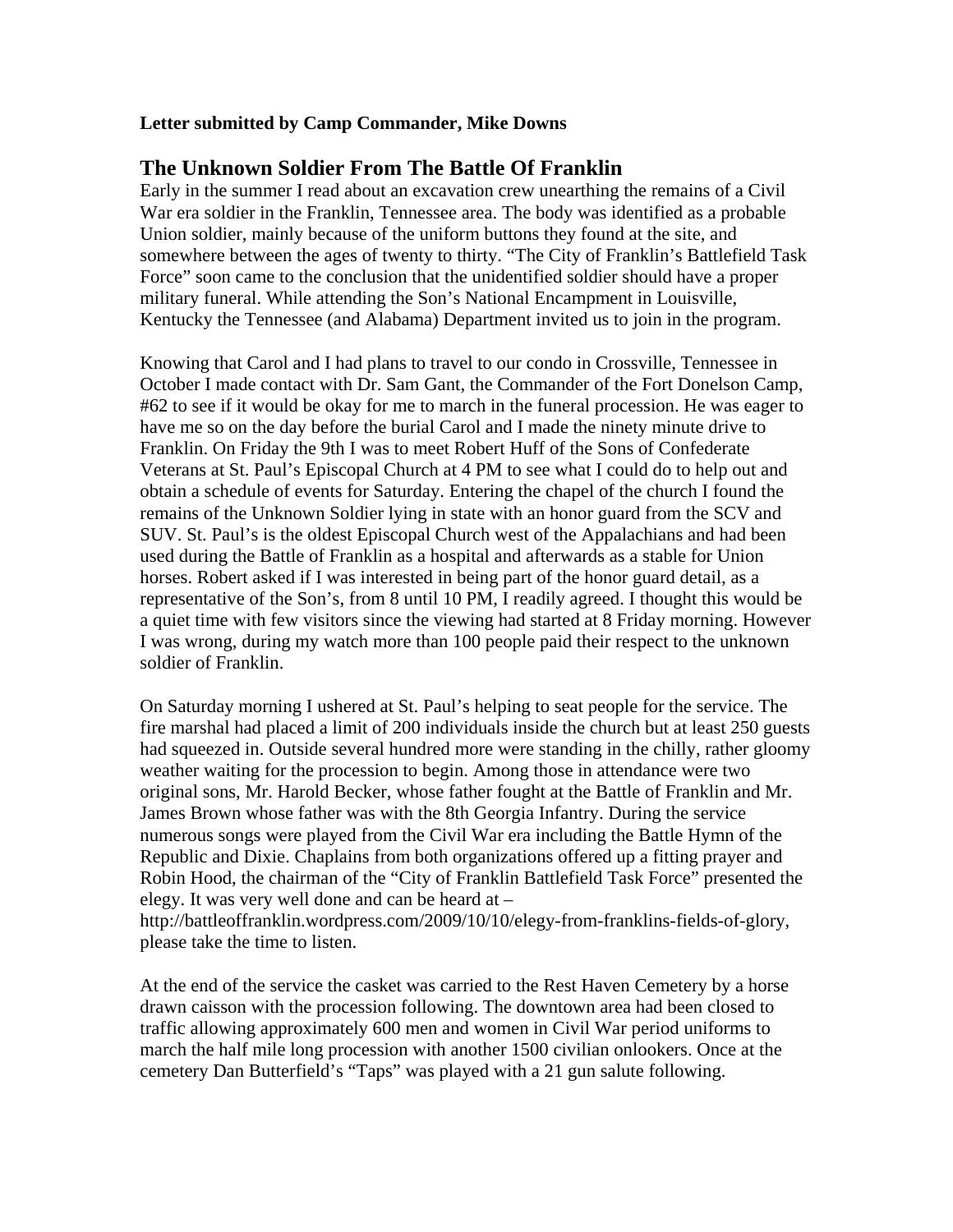**Letter submitted by Camp Commander, Mike Downs**

## The Unknown Soldier From The Battle Of Franklin

Early in the summer I read about an excavation crew unearthing the remains of a Civil War era soldier in the Franklin, Tennessee area. The body was identified as a probable Union soldier, mainly because of the uniform buttons they found at the site, and somewhere between the ages of twenty to thirty. "The City of Franklin's Battlefield Task Force" soon came to the conclusion that the unidentified soldier should have a proper military funeral. While attending the Son's National Encampment in Louisville, Kentucky the Tennessee (and Alabama) Department invited us to join in the program.

Knowing that Carol and I had plans to travel to our condo in Crossville, Tennessee in October I made contact with Dr. Sam Gant, the Commander of the Fort Donelson Camp, #62 to see if it would be okay for me to march in the funeral procession. He was eager to have me so on the day before the burial Carol and I made the ninety minute drive to Franklin. On Friday the 9th I was to meet Robert Huff of the Sons of Confederate Veterans at St. Paul's Episcopal Church at 4 PM to see what I could do to help out and obtain a schedule of events for Saturday. Entering the chapel of the church I found the remains of the Unknown Soldier lying in state with an honor guard from the SCV and SUV. St. Paul's is the oldest Episcopal Church west of the Appalachians and had been used during the Battle of Franklin as a hospital and afterwards as a stable for Union horses. Robert asked if I was interested in being part of the honor guard detail, as a representative of the Son's, from 8 until 10 PM, I readily agreed. I thought this would be a quiet time with few visitors since the viewing had started at 8 Friday morning. However I was wrong, during my watch more than 100 people paid their respect to the unknown soldier of Franklin.

On Saturday morning I ushered at St. Paul's helping to seat people for the service. The fire marshal had placed a limit of 200 individuals inside the church but at least 250 guests had squeezed in. Outside several hundred more were standing in the chilly, rather gloomy weather waiting for the procession to begin. Among those in attendance were two original sons, Mr. Harold Becker, whose father fought at the Battle of Franklin and Mr. James Brown whose father was with the 8th Georgia Infantry. During the service numerous songs were played from the Civil War era including the Battle Hymn of the Republic and Dixie. Chaplains from both organizations offered up a fitting prayer and Robin Hood, the chairman of the "City of Franklin Battlefield Task Force" presented the elegy. It was very well done and can be heard at – http://battleoffranklin.wordpress.com/2009/10/10/elegy-from-franklins-fields-of-glory, please take the time to listen.

At the end of the service the casket was carried to the Rest Haven Cemetery by a horse drawn caisson with the procession following. The downtown area had been closed to traffic allowing approximately 600 men and women in Civil War period uniforms to march the half mile long procession with another 1500 civilian onlookers. Once at the cemetery Dan Butterfield's "Taps" was played with a 21 gun salute following.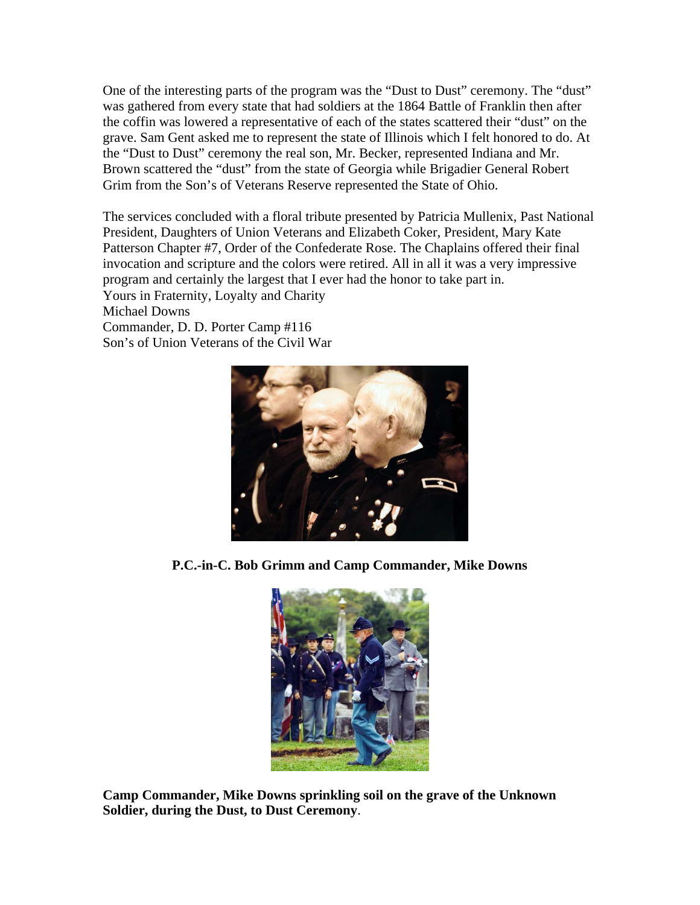One of the interesting parts of the program was the "Dust to Dust" ceremony. The "dust" was gathered from every state that had soldiers at the 1864 Battle of Franklin then after the coffin was lowered a representative of each of the states scattered their "dust" on the grave. Sam Gent asked me to represent the state of Illinois which I felt honored to do. At the "Dust to Dust" ceremony the real son, Mr. Becker, represented Indiana and Mr. Brown scattered the "dust" from the state of Georgia while Brigadier General Robert Grim from the Son's of Veterans Reserve represented the State of Ohio.

The services concluded with a floral tribute presented by Patricia Mullenix, Past National President, Daughters of Union Veterans and Elizabeth Coker, President, Mary Kate Patterson Chapter #7, Order of the Confederate Rose. The Chaplains offered their final invocation and scripture and the colors were retired. All in all it was a very impressive program and certainly the largest that I ever had the honor to take part in.
Yours in Fraternity, Loyalty and Charity
Michael Downs
Commander, D. D. Porter Camp #116
Son's of Union Veterans of the Civil War

**P.C.-in-C. Bob Grimm and Camp Commander, Mike Downs**

**Camp Commander, Mike Downs sprinkling soil on the grave of the Unknown Soldier, during the Dust, to Dust Ceremony**.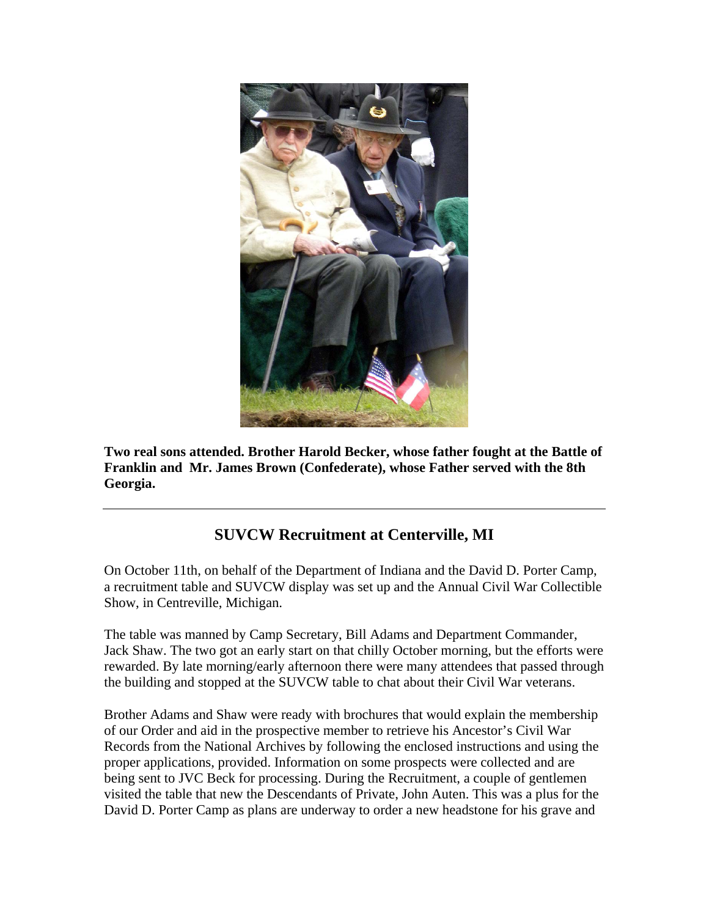**Two real sons attended. Brother Harold Becker, whose father fought at the Battle of Franklin and Mr. James Brown (Confederate), whose Father served with the 8th Georgia.**

---

## SUVCW Recruitment at Centerville, MI

On October 11th, on behalf of the Department of Indiana and the David D. Porter Camp, a recruitment table and SUVCW display was set up and the Annual Civil War Collectible Show, in Centreville, Michigan.

The table was manned by Camp Secretary, Bill Adams and Department Commander, Jack Shaw. The two got an early start on that chilly October morning, but the efforts were rewarded. By late morning/early afternoon there were many attendees that passed through the building and stopped at the SUVCW table to chat about their Civil War veterans.

Brother Adams and Shaw were ready with brochures that would explain the membership of our Order and aid in the prospective member to retrieve his Ancestor's Civil War Records from the National Archives by following the enclosed instructions and using the proper applications, provided. Information on some prospects were collected and are being sent to JVC Beck for processing. During the Recruitment, a couple of gentlemen visited the table that new the Descendants of Private, John Auten. This was a plus for the David D. Porter Camp as plans are underway to order a new headstone for his grave and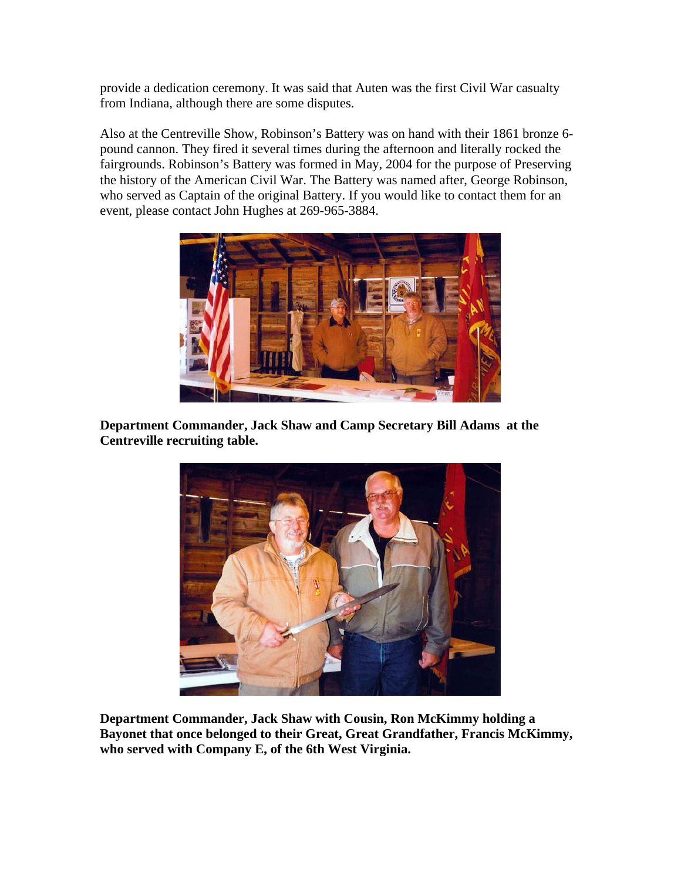provide a dedication ceremony. It was said that Auten was the first Civil War casualty from Indiana, although there are some disputes.

Also at the Centreville Show, Robinson's Battery was on hand with their 1861 bronze 6-pound cannon. They fired it several times during the afternoon and literally rocked the fairgrounds. Robinson's Battery was formed in May, 2004 for the purpose of Preserving the history of the American Civil War. The Battery was named after, George Robinson, who served as Captain of the original Battery. If you would like to contact them for an event, please contact John Hughes at 269-965-3884.

**Department Commander, Jack Shaw and Camp Secretary Bill Adams at the Centreville recruiting table.**

**Department Commander, Jack Shaw with Cousin, Ron McKimmy holding a Bayonet that once belonged to their Great, Great Grandfather, Francis McKimmy, who served with Company E, of the 6th West Virginia.**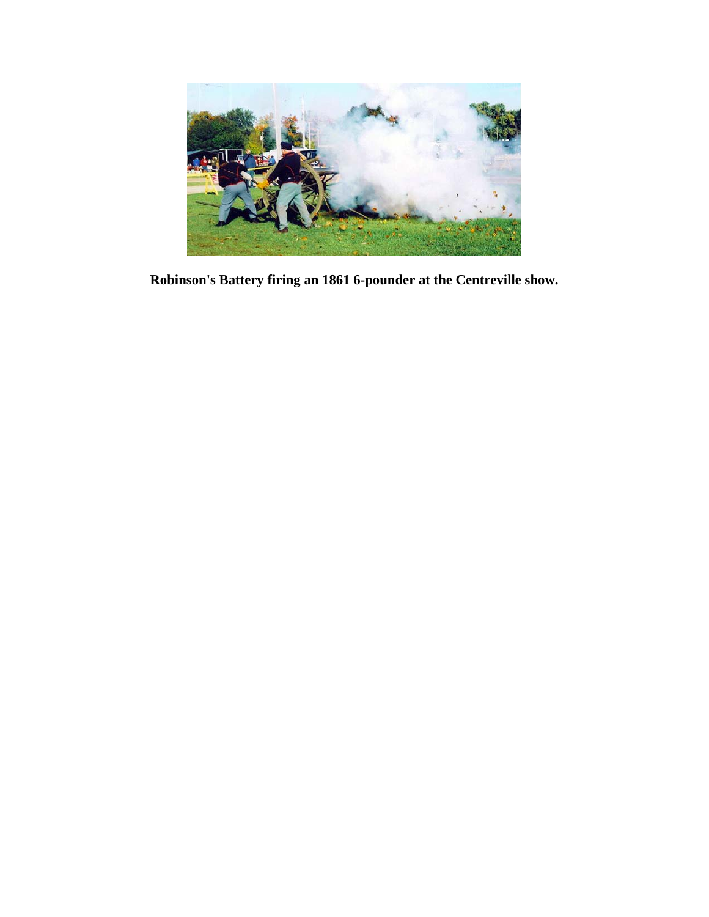**Robinson's Battery firing an 1861 6-pounder at the Centreville show.**